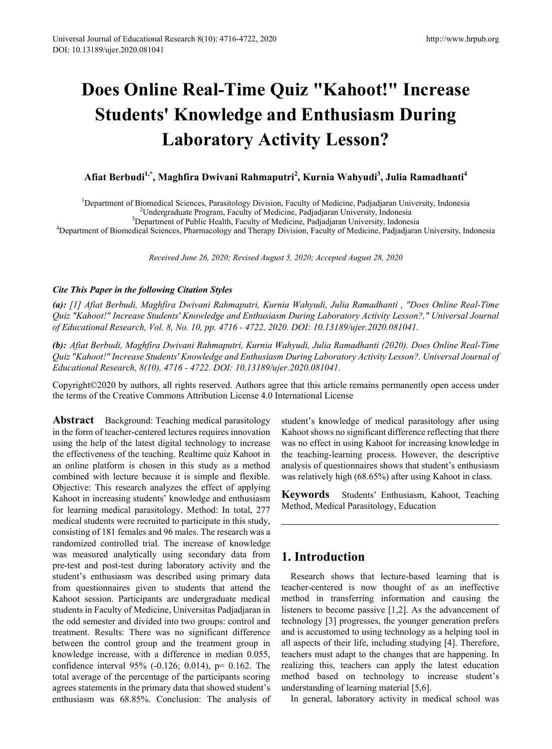# Does Online Real-Time Quiz "Kahoot!" Increase Students' Knowledge and Enthusiasm During Laboratory Activity Lesson?

**Afiat Berbudi[1,*], Maghfira Dwivani Rahmaputri[2], Kurnia Wahyudi[3], Julia Ramadhanti[4]**

[1]Department of Biomedical Sciences, Parasitology Division, Faculty of Medicine, Padjadjaran University, Indonesia
[2]Undergraduate Program, Faculty of Medicine, Padjadjaran University, Indonesia
[3]Department of Public Health, Faculty of Medicine, Padjadjaran University, Indonesia
[4]Department of Biomedical Sciences, Pharmacology and Therapy Division, Faculty of Medicine, Padjadjaran University, Indonesia

*Received June 26, 2020; Revised August 5, 2020; Accepted August 28, 2020*

***Cite This Paper in the following Citation Styles***

***(a):*** *[1] Afiat Berbudi, Maghfira Dwivani Rahmaputri, Kurnia Wahyudi, Julia Ramadhanti , "Does Online Real-Time Quiz "Kahoot!" Increase Students' Knowledge and Enthusiasm During Laboratory Activity Lesson?," Universal Journal of Educational Research, Vol. 8, No. 10, pp. 4716 - 4722, 2020. DOI: 10.13189/ujer.2020.081041.*

***(b):*** *Afiat Berbudi, Maghfira Dwivani Rahmaputri, Kurnia Wahyudi, Julia Ramadhanti (2020). Does Online Real-Time Quiz "Kahoot!" Increase Students' Knowledge and Enthusiasm During Laboratory Activity Lesson?. Universal Journal of Educational Research, 8(10), 4716 - 4722. DOI: 10.13189/ujer.2020.081041.*

Copyright©2020 by authors, all rights reserved. Authors agree that this article remains permanently open access under the terms of the Creative Commons Attribution License 4.0 International License

**Abstract** Background: Teaching medical parasitology in the form of teacher-centered lectures requires innovation using the help of the latest digital technology to increase the effectiveness of the teaching. Realtime quiz Kahoot in an online platform is chosen in this study as a method combined with lecture because it is simple and flexible. Objective: This research analyzes the effect of applying Kahoot in increasing students' knowledge and enthusiasm for learning medical parasitology. Method: In total, 277 medical students were recruited to participate in this study, consisting of 181 females and 96 males. The research was a randomized controlled trial. The increase of knowledge was measured analytically using secondary data from pre-test and post-test during laboratory activity and the student's enthusiasm was described using primary data from questionnaires given to students that attend the Kahoot session. Participants are undergraduate medical students in Faculty of Medicine, Universitas Padjadjaran in the odd semester and divided into two groups: control and treatment. Results: There was no significant difference between the control group and the treatment group in knowledge increase, with a difference in median 0.055, confidence interval 95% (-0.126; 0.014), p= 0.162. The total average of the percentage of the participants scoring agrees statements in the primary data that showed student's enthusiasm was 68.85%. Conclusion: The analysis of student's knowledge of medical parasitology after using Kahoot shows no significant difference reflecting that there was no effect in using Kahoot for increasing knowledge in the teaching-learning process. However, the descriptive analysis of questionnaires shows that student's enthusiasm was relatively high (68.65%) after using Kahoot in class.

**Keywords** Students' Enthusiasm, Kahoot, Teaching Method, Medical Parasitology, Education

## 1. Introduction

Research shows that lecture-based learning that is teacher-centered is now thought of as an ineffective method in transferring information and causing the listeners to become passive [1,2]. As the advancement of technology [3] progresses, the younger generation prefers and is accustomed to using technology as a helping tool in all aspects of their life, including studying [4]. Therefore, teachers must adapt to the changes that are happening. In realizing this, teachers can apply the latest education method based on technology to increase student's understanding of learning material [5,6].

In general, laboratory activity in medical school was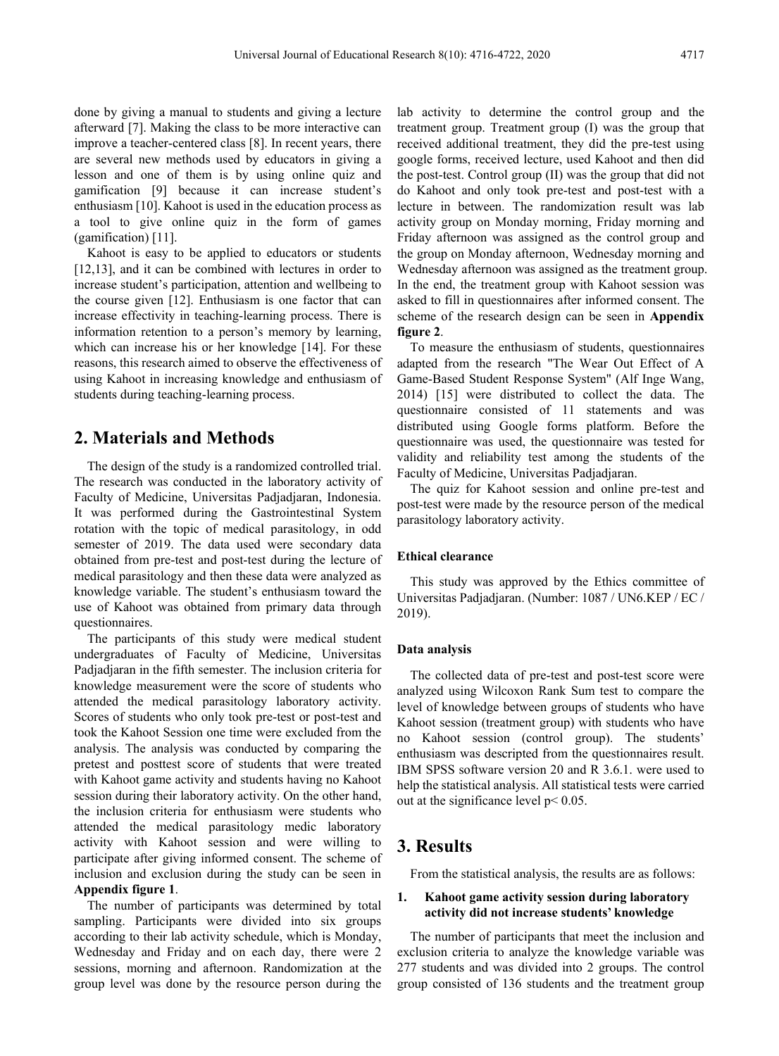done by giving a manual to students and giving a lecture afterward [7]. Making the class to be more interactive can improve a teacher-centered class [8]. In recent years, there are several new methods used by educators in giving a lesson and one of them is by using online quiz and gamification [9] because it can increase student's enthusiasm [10]. Kahoot is used in the education process as a tool to give online quiz in the form of games (gamification) [11].

Kahoot is easy to be applied to educators or students [12,13], and it can be combined with lectures in order to increase student's participation, attention and wellbeing to the course given [12]. Enthusiasm is one factor that can increase effectivity in teaching-learning process. There is information retention to a person's memory by learning, which can increase his or her knowledge [14]. For these reasons, this research aimed to observe the effectiveness of using Kahoot in increasing knowledge and enthusiasm of students during teaching-learning process.

## 2. Materials and Methods

The design of the study is a randomized controlled trial. The research was conducted in the laboratory activity of Faculty of Medicine, Universitas Padjadjaran, Indonesia. It was performed during the Gastrointestinal System rotation with the topic of medical parasitology, in odd semester of 2019. The data used were secondary data obtained from pre-test and post-test during the lecture of medical parasitology and then these data were analyzed as knowledge variable. The student's enthusiasm toward the use of Kahoot was obtained from primary data through questionnaires.

The participants of this study were medical student undergraduates of Faculty of Medicine, Universitas Padjadjaran in the fifth semester. The inclusion criteria for knowledge measurement were the score of students who attended the medical parasitology laboratory activity. Scores of students who only took pre-test or post-test and took the Kahoot Session one time were excluded from the analysis. The analysis was conducted by comparing the pretest and posttest score of students that were treated with Kahoot game activity and students having no Kahoot session during their laboratory activity. On the other hand, the inclusion criteria for enthusiasm were students who attended the medical parasitology medic laboratory activity with Kahoot session and were willing to participate after giving informed consent. The scheme of inclusion and exclusion during the study can be seen in **Appendix figure 1**.

The number of participants was determined by total sampling. Participants were divided into six groups according to their lab activity schedule, which is Monday, Wednesday and Friday and on each day, there were 2 sessions, morning and afternoon. Randomization at the group level was done by the resource person during the lab activity to determine the control group and the treatment group. Treatment group (I) was the group that received additional treatment, they did the pre-test using google forms, received lecture, used Kahoot and then did the post-test. Control group (II) was the group that did not do Kahoot and only took pre-test and post-test with a lecture in between. The randomization result was lab activity group on Monday morning, Friday morning and Friday afternoon was assigned as the control group and the group on Monday afternoon, Wednesday morning and Wednesday afternoon was assigned as the treatment group. In the end, the treatment group with Kahoot session was asked to fill in questionnaires after informed consent. The scheme of the research design can be seen in **Appendix figure 2**.

To measure the enthusiasm of students, questionnaires adapted from the research "The Wear Out Effect of A Game-Based Student Response System" (Alf Inge Wang, 2014) [15] were distributed to collect the data. The questionnaire consisted of 11 statements and was distributed using Google forms platform. Before the questionnaire was used, the questionnaire was tested for validity and reliability test among the students of the Faculty of Medicine, Universitas Padjadjaran.

The quiz for Kahoot session and online pre-test and post-test were made by the resource person of the medical parasitology laboratory activity.

### Ethical clearance

This study was approved by the Ethics committee of Universitas Padjadjaran. (Number: 1087 / UN6.KEP / EC / 2019).

### Data analysis

The collected data of pre-test and post-test score were analyzed using Wilcoxon Rank Sum test to compare the level of knowledge between groups of students who have Kahoot session (treatment group) with students who have no Kahoot session (control group). The students' enthusiasm was descripted from the questionnaires result. IBM SPSS software version 20 and R 3.6.1. were used to help the statistical analysis. All statistical tests were carried out at the significance level $p < 0.05$.

## 3. Results

From the statistical analysis, the results are as follows:

### 1. Kahoot game activity session during laboratory activity did not increase students' knowledge

The number of participants that meet the inclusion and exclusion criteria to analyze the knowledge variable was 277 students and was divided into 2 groups. The control group consisted of 136 students and the treatment group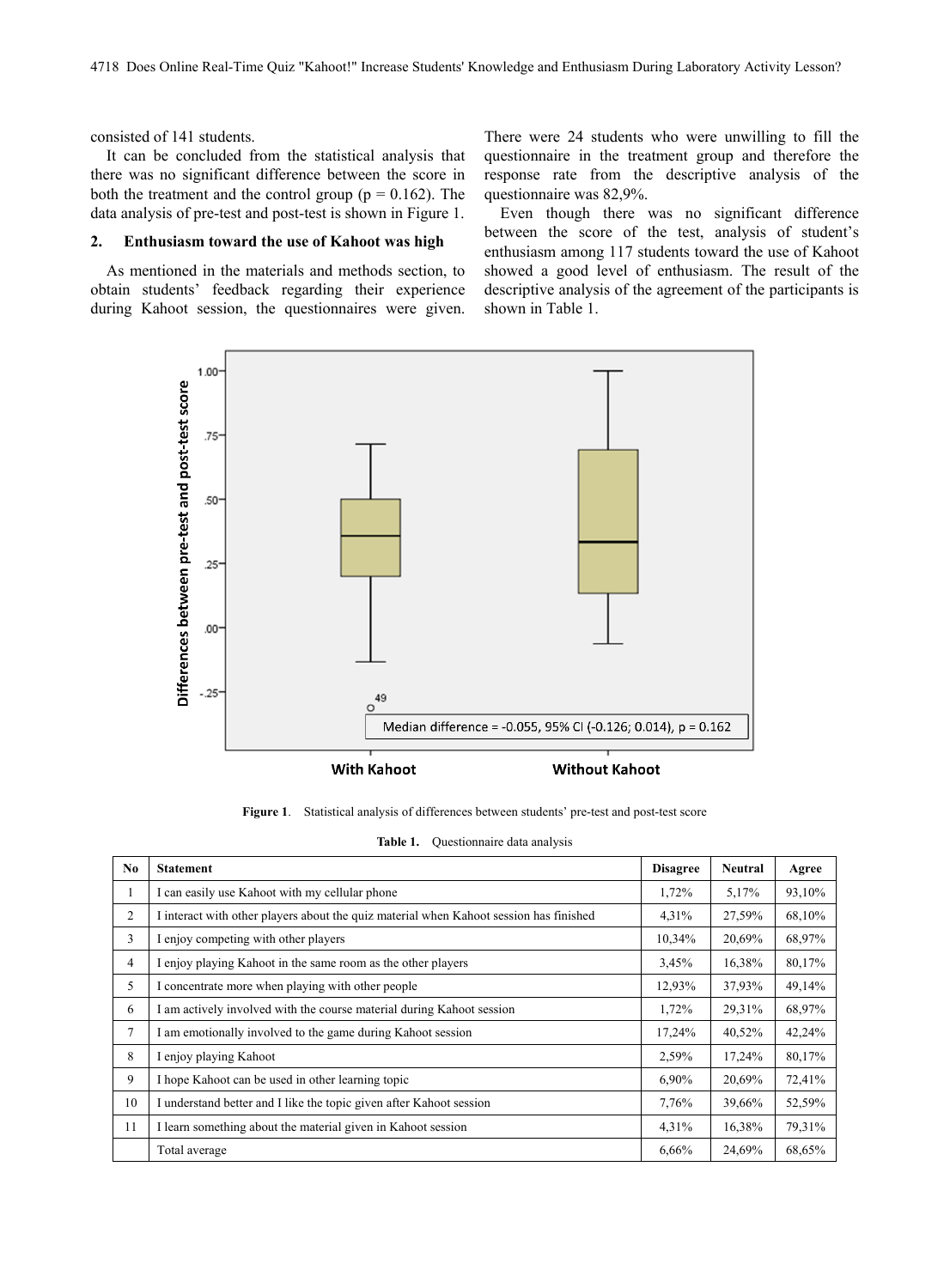consisted of 141 students.

It can be concluded from the statistical analysis that there was no significant difference between the score in both the treatment and the control group ($p = 0.162$). The data analysis of pre-test and post-test is shown in Figure 1.

## 2. Enthusiasm toward the use of Kahoot was high

As mentioned in the materials and methods section, to obtain students' feedback regarding their experience during Kahoot session, the questionnaires were given. There were 24 students who were unwilling to fill the questionnaire in the treatment group and therefore the response rate from the descriptive analysis of the questionnaire was 82,9%.

Even though there was no significant difference between the score of the test, analysis of student's enthusiasm among 117 students toward the use of Kahoot showed a good level of enthusiasm. The result of the descriptive analysis of the agreement of the participants is shown in Table 1.

**Figure 1**. Statistical analysis of differences between students' pre-test and post-test score

**Table 1.** Questionnaire data analysis

| No | Statement | Disagree | Neutral | Agree |
|---|---|---|---|---|
| 1 | I can easily use Kahoot with my cellular phone | 1,72% | 5,17% | 93,10% |
| 2 | I interact with other players about the quiz material when Kahoot session has finished | 4,31% | 27,59% | 68,10% |
| 3 | I enjoy competing with other players | 10,34% | 20,69% | 68,97% |
| 4 | I enjoy playing Kahoot in the same room as the other players | 3,45% | 16,38% | 80,17% |
| 5 | I concentrate more when playing with other people | 12,93% | 37,93% | 49,14% |
| 6 | I am actively involved with the course material during Kahoot session | 1,72% | 29,31% | 68,97% |
| 7 | I am emotionally involved to the game during Kahoot session | 17,24% | 40,52% | 42,24% |
| 8 | I enjoy playing Kahoot | 2,59% | 17,24% | 80,17% |
| 9 | I hope Kahoot can be used in other learning topic | 6,90% | 20,69% | 72,41% |
| 10 | I understand better and I like the topic given after Kahoot session | 7,76% | 39,66% | 52,59% |
| 11 | I learn something about the material given in Kahoot session | 4,31% | 16,38% | 79,31% |
| | Total average | 6,66% | 24,69% | 68,65% |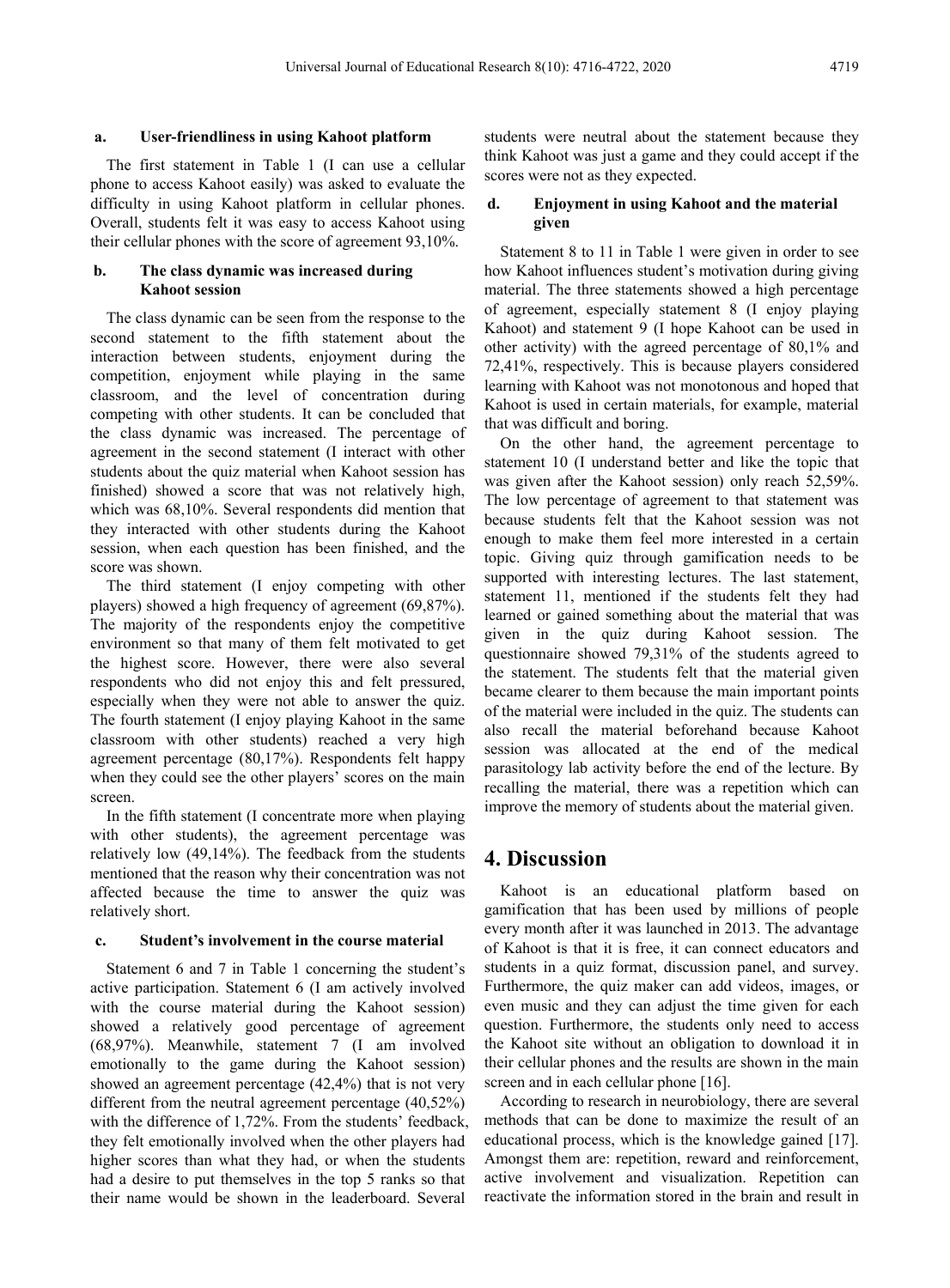### a. User-friendliness in using Kahoot platform

The first statement in Table 1 (I can use a cellular phone to access Kahoot easily) was asked to evaluate the difficulty in using Kahoot platform in cellular phones. Overall, students felt it was easy to access Kahoot using their cellular phones with the score of agreement 93,10%.

### b. The class dynamic was increased during Kahoot session

The class dynamic can be seen from the response to the second statement to the fifth statement about the interaction between students, enjoyment during the competition, enjoyment while playing in the same classroom, and the level of concentration during competing with other students. It can be concluded that the class dynamic was increased. The percentage of agreement in the second statement (I interact with other students about the quiz material when Kahoot session has finished) showed a score that was not relatively high, which was 68,10%. Several respondents did mention that they interacted with other students during the Kahoot session, when each question has been finished, and the score was shown.

The third statement (I enjoy competing with other players) showed a high frequency of agreement (69,87%). The majority of the respondents enjoy the competitive environment so that many of them felt motivated to get the highest score. However, there were also several respondents who did not enjoy this and felt pressured, especially when they were not able to answer the quiz. The fourth statement (I enjoy playing Kahoot in the same classroom with other students) reached a very high agreement percentage (80,17%). Respondents felt happy when they could see the other players' scores on the main screen.

In the fifth statement (I concentrate more when playing with other students), the agreement percentage was relatively low (49,14%). The feedback from the students mentioned that the reason why their concentration was not affected because the time to answer the quiz was relatively short.

### c. Student's involvement in the course material

Statement 6 and 7 in Table 1 concerning the student's active participation. Statement 6 (I am actively involved with the course material during the Kahoot session) showed a relatively good percentage of agreement (68,97%). Meanwhile, statement 7 (I am involved emotionally to the game during the Kahoot session) showed an agreement percentage (42,4%) that is not very different from the neutral agreement percentage (40,52%) with the difference of 1,72%. From the students' feedback, they felt emotionally involved when the other players had higher scores than what they had, or when the students had a desire to put themselves in the top 5 ranks so that their name would be shown in the leaderboard. Several students were neutral about the statement because they think Kahoot was just a game and they could accept if the scores were not as they expected.

### d. Enjoyment in using Kahoot and the material given

Statement 8 to 11 in Table 1 were given in order to see how Kahoot influences student's motivation during giving material. The three statements showed a high percentage of agreement, especially statement 8 (I enjoy playing Kahoot) and statement 9 (I hope Kahoot can be used in other activity) with the agreed percentage of 80,1% and 72,41%, respectively. This is because players considered learning with Kahoot was not monotonous and hoped that Kahoot is used in certain materials, for example, material that was difficult and boring.

On the other hand, the agreement percentage to statement 10 (I understand better and like the topic that was given after the Kahoot session) only reach 52,59%. The low percentage of agreement to that statement was because students felt that the Kahoot session was not enough to make them feel more interested in a certain topic. Giving quiz through gamification needs to be supported with interesting lectures. The last statement, statement 11, mentioned if the students felt they had learned or gained something about the material that was given in the quiz during Kahoot session. The questionnaire showed 79,31% of the students agreed to the statement. The students felt that the material given became clearer to them because the main important points of the material were included in the quiz. The students can also recall the material beforehand because Kahoot session was allocated at the end of the medical parasitology lab activity before the end of the lecture. By recalling the material, there was a repetition which can improve the memory of students about the material given.

## 4. Discussion

Kahoot is an educational platform based on gamification that has been used by millions of people every month after it was launched in 2013. The advantage of Kahoot is that it is free, it can connect educators and students in a quiz format, discussion panel, and survey. Furthermore, the quiz maker can add videos, images, or even music and they can adjust the time given for each question. Furthermore, the students only need to access the Kahoot site without an obligation to download it in their cellular phones and the results are shown in the main screen and in each cellular phone [16].

According to research in neurobiology, there are several methods that can be done to maximize the result of an educational process, which is the knowledge gained [17]. Amongst them are: repetition, reward and reinforcement, active involvement and visualization. Repetition can reactivate the information stored in the brain and result in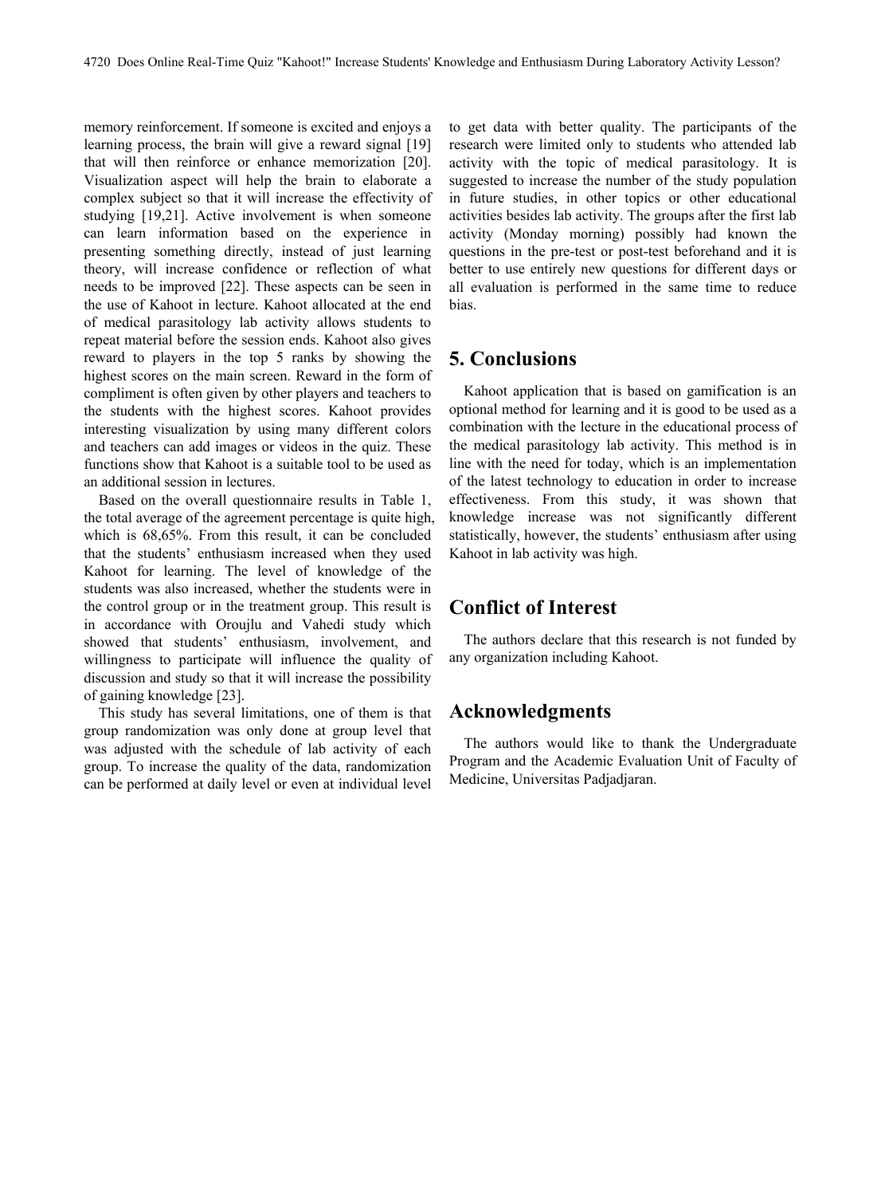memory reinforcement. If someone is excited and enjoys a learning process, the brain will give a reward signal [19] that will then reinforce or enhance memorization [20]. Visualization aspect will help the brain to elaborate a complex subject so that it will increase the effectivity of studying [19,21]. Active involvement is when someone can learn information based on the experience in presenting something directly, instead of just learning theory, will increase confidence or reflection of what needs to be improved [22]. These aspects can be seen in the use of Kahoot in lecture. Kahoot allocated at the end of medical parasitology lab activity allows students to repeat material before the session ends. Kahoot also gives reward to players in the top 5 ranks by showing the highest scores on the main screen. Reward in the form of compliment is often given by other players and teachers to the students with the highest scores. Kahoot provides interesting visualization by using many different colors and teachers can add images or videos in the quiz. These functions show that Kahoot is a suitable tool to be used as an additional session in lectures.

Based on the overall questionnaire results in Table 1, the total average of the agreement percentage is quite high, which is 68,65%. From this result, it can be concluded that the students' enthusiasm increased when they used Kahoot for learning. The level of knowledge of the students was also increased, whether the students were in the control group or in the treatment group. This result is in accordance with Oroujlu and Vahedi study which showed that students' enthusiasm, involvement, and willingness to participate will influence the quality of discussion and study so that it will increase the possibility of gaining knowledge [23].

This study has several limitations, one of them is that group randomization was only done at group level that was adjusted with the schedule of lab activity of each group. To increase the quality of the data, randomization can be performed at daily level or even at individual level to get data with better quality. The participants of the research were limited only to students who attended lab activity with the topic of medical parasitology. It is suggested to increase the number of the study population in future studies, in other topics or other educational activities besides lab activity. The groups after the first lab activity (Monday morning) possibly had known the questions in the pre-test or post-test beforehand and it is better to use entirely new questions for different days or all evaluation is performed in the same time to reduce bias.

## 5. Conclusions

Kahoot application that is based on gamification is an optional method for learning and it is good to be used as a combination with the lecture in the educational process of the medical parasitology lab activity. This method is in line with the need for today, which is an implementation of the latest technology to education in order to increase effectiveness. From this study, it was shown that knowledge increase was not significantly different statistically, however, the students' enthusiasm after using Kahoot in lab activity was high.

## Conflict of Interest

The authors declare that this research is not funded by any organization including Kahoot.

## Acknowledgments

The authors would like to thank the Undergraduate Program and the Academic Evaluation Unit of Faculty of Medicine, Universitas Padjadjaran.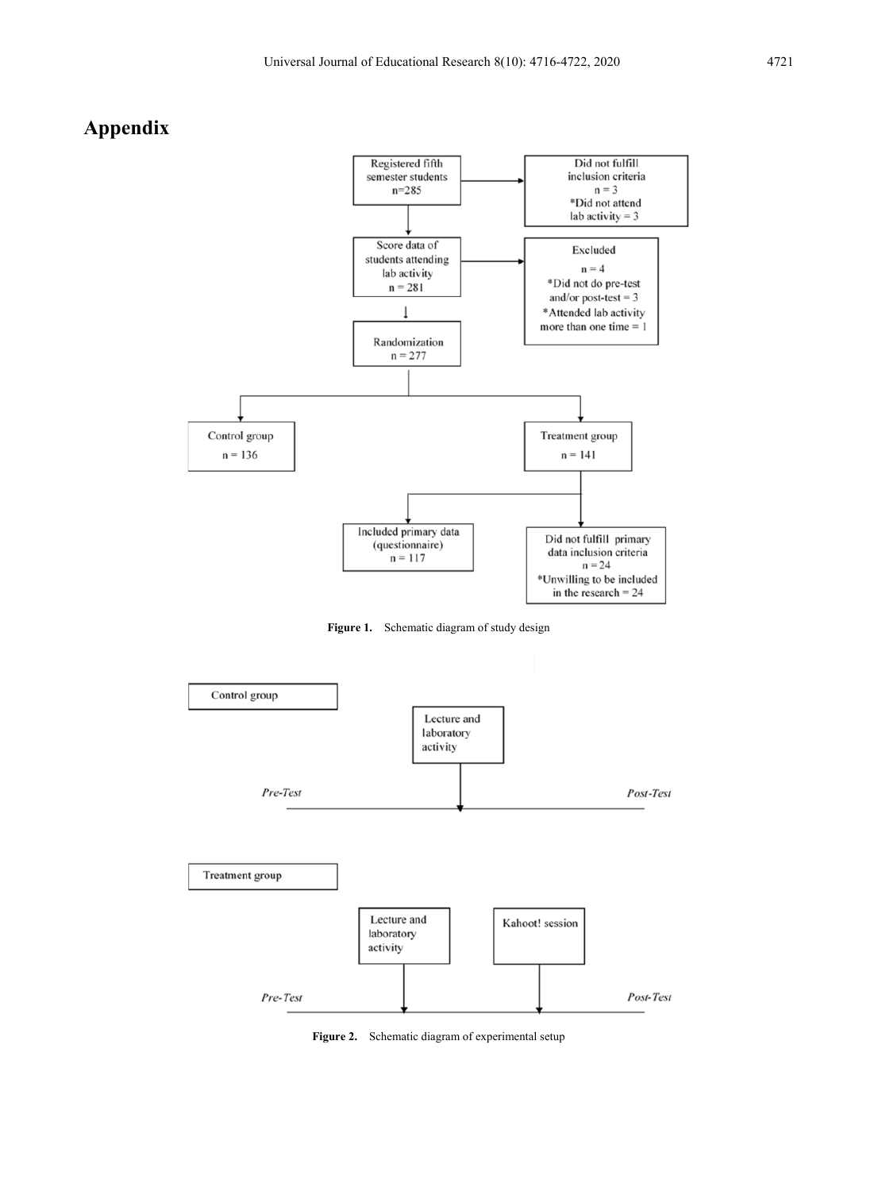# Appendix

Registered fifth semester students
n=285

Did not fulfill inclusion criteria
n = 3
*Did not attend lab activity = 3

Score data of students attending lab activity
n = 281

Excluded
n = 4
*Did not do pre-test and/or post-test = 3
*Attended lab activity more than one time = 1

Randomization
n = 277

Control group
n = 136

Treatment group
n = 141

Included primary data (questionnaire)
n = 117

Did not fulfill primary data inclusion criteria
n = 24
*Unwilling to be included in the research = 24

**Figure 1.** Schematic diagram of study design

Control group

Lecture and laboratory activity

*Pre-Test* *Post-Test*

Treatment group

Lecture and laboratory activity

Kahoot! session

*Pre-Test* *Post-Test*

**Figure 2.** Schematic diagram of experimental setup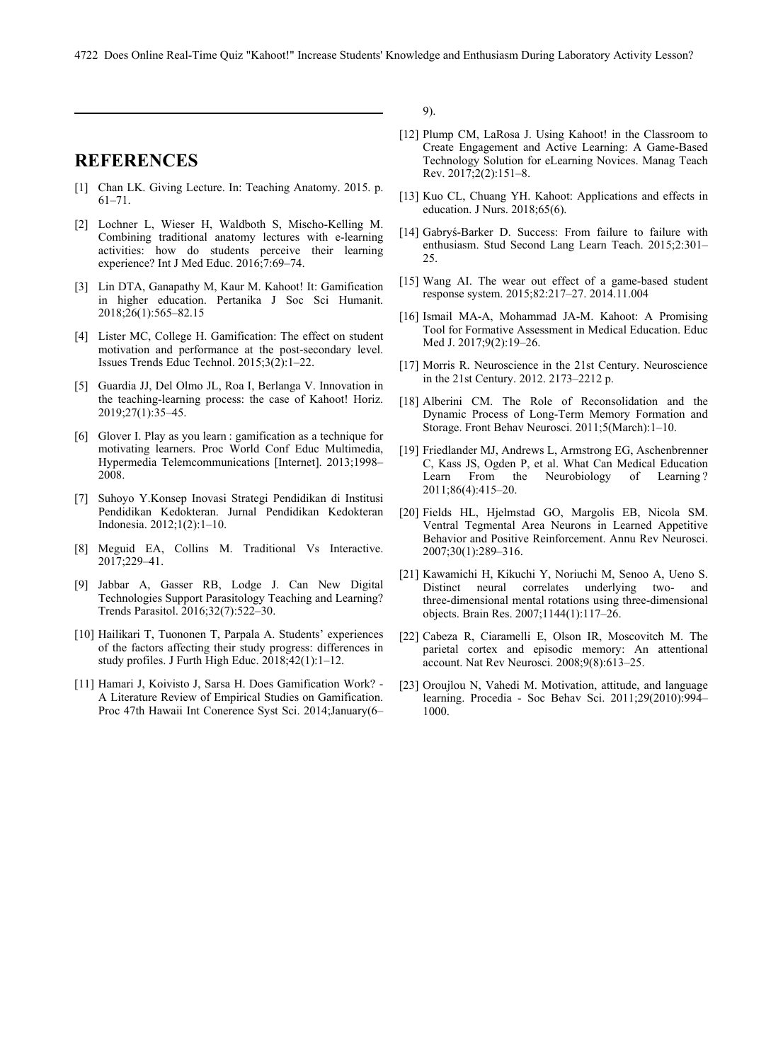## REFERENCES

[1] Chan LK. Giving Lecture. In: Teaching Anatomy. 2015. p. 61–71.

[2] Lochner L, Wieser H, Waldboth S, Mischo-Kelling M. Combining traditional anatomy lectures with e-learning activities: how do students perceive their learning experience? Int J Med Educ. 2016;7:69–74.

[3] Lin DTA, Ganapathy M, Kaur M. Kahoot! It: Gamification in higher education. Pertanika J Soc Sci Humanit. 2018;26(1):565–82.15

[4] Lister MC, College H. Gamification: The effect on student motivation and performance at the post-secondary level. Issues Trends Educ Technol. 2015;3(2):1–22.

[5] Guardia JJ, Del Olmo JL, Roa I, Berlanga V. Innovation in the teaching-learning process: the case of Kahoot! Horiz. 2019;27(1):35–45.

[6] Glover I. Play as you learn : gamification as a technique for motivating learners. Proc World Conf Educ Multimedia, Hypermedia Telemcommunications [Internet]. 2013;1998–2008.

[7] Suhoyo Y.Konsep Inovasi Strategi Pendidikan di Institusi Pendidikan Kedokteran. Jurnal Pendidikan Kedokteran Indonesia. 2012;1(2):1–10.

[8] Meguid EA, Collins M. Traditional Vs Interactive. 2017;229–41.

[9] Jabbar A, Gasser RB, Lodge J. Can New Digital Technologies Support Parasitology Teaching and Learning? Trends Parasitol. 2016;32(7):522–30.

[10] Hailikari T, Tuononen T, Parpala A. Students' experiences of the factors affecting their study progress: differences in study profiles. J Furth High Educ. 2018;42(1):1–12.

[11] Hamari J, Koivisto J, Sarsa H. Does Gamification Work? - A Literature Review of Empirical Studies on Gamification. Proc 47th Hawaii Int Conerence Syst Sci. 2014;January(6–9).

[12] Plump CM, LaRosa J. Using Kahoot! in the Classroom to Create Engagement and Active Learning: A Game-Based Technology Solution for eLearning Novices. Manag Teach Rev. 2017;2(2):151–8.

[13] Kuo CL, Chuang YH. Kahoot: Applications and effects in education. J Nurs. 2018;65(6).

[14] Gabryś-Barker D. Success: From failure to failure with enthusiasm. Stud Second Lang Learn Teach. 2015;2:301–25.

[15] Wang AI. The wear out effect of a game-based student response system. 2015;82:217–27. 2014.11.004

[16] Ismail MA-A, Mohammad JA-M. Kahoot: A Promising Tool for Formative Assessment in Medical Education. Educ Med J. 2017;9(2):19–26.

[17] Morris R. Neuroscience in the 21st Century. Neuroscience in the 21st Century. 2012. 2173–2212 p.

[18] Alberini CM. The Role of Reconsolidation and the Dynamic Process of Long-Term Memory Formation and Storage. Front Behav Neurosci. 2011;5(March):1–10.

[19] Friedlander MJ, Andrews L, Armstrong EG, Aschenbrenner C, Kass JS, Ogden P, et al. What Can Medical Education Learn From the Neurobiology of Learning? 2011;86(4):415–20.

[20] Fields HL, Hjelmstad GO, Margolis EB, Nicola SM. Ventral Tegmental Area Neurons in Learned Appetitive Behavior and Positive Reinforcement. Annu Rev Neurosci. 2007;30(1):289–316.

[21] Kawamichi H, Kikuchi Y, Noriuchi M, Senoo A, Ueno S. Distinct neural correlates underlying two- and three-dimensional mental rotations using three-dimensional objects. Brain Res. 2007;1144(1):117–26.

[22] Cabeza R, Ciaramelli E, Olson IR, Moscovitch M. The parietal cortex and episodic memory: An attentional account. Nat Rev Neurosci. 2008;9(8):613–25.

[23] Oroujlou N, Vahedi M. Motivation, attitude, and language learning. Procedia - Soc Behav Sci. 2011;29(2010):994–1000.